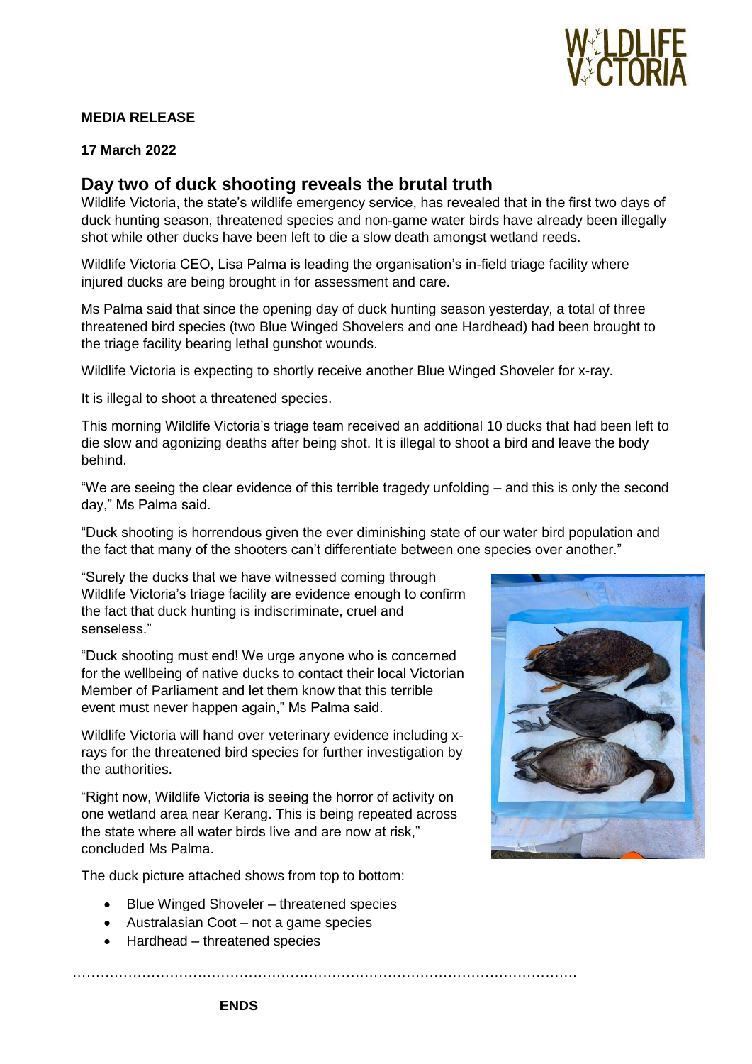**MEDIA RELEASE**

**17 March 2022**

## Day two of duck shooting reveals the brutal truth

Wildlife Victoria, the state's wildlife emergency service, has revealed that in the first two days of duck hunting season, threatened species and non-game water birds have already been illegally shot while other ducks have been left to die a slow death amongst wetland reeds.

Wildlife Victoria CEO, Lisa Palma is leading the organisation's in-field triage facility where injured ducks are being brought in for assessment and care.

Ms Palma said that since the opening day of duck hunting season yesterday, a total of three threatened bird species (two Blue Winged Shovelers and one Hardhead) had been brought to the triage facility bearing lethal gunshot wounds.

Wildlife Victoria is expecting to shortly receive another Blue Winged Shoveler for x-ray.

It is illegal to shoot a threatened species.

This morning Wildlife Victoria's triage team received an additional 10 ducks that had been left to die slow and agonizing deaths after being shot. It is illegal to shoot a bird and leave the body behind.

"We are seeing the clear evidence of this terrible tragedy unfolding – and this is only the second day," Ms Palma said.

"Duck shooting is horrendous given the ever diminishing state of our water bird population and the fact that many of the shooters can't differentiate between one species over another."

"Surely the ducks that we have witnessed coming through Wildlife Victoria's triage facility are evidence enough to confirm the fact that duck hunting is indiscriminate, cruel and senseless."

"Duck shooting must end! We urge anyone who is concerned for the wellbeing of native ducks to contact their local Victorian Member of Parliament and let them know that this terrible event must never happen again," Ms Palma said.

Wildlife Victoria will hand over veterinary evidence including x-rays for the threatened bird species for further investigation by the authorities.

"Right now, Wildlife Victoria is seeing the horror of activity on one wetland area near Kerang. This is being repeated across the state where all water birds live and are now at risk," concluded Ms Palma.

The duck picture attached shows from top to bottom:

- Blue Winged Shoveler – threatened species
- Australasian Coot – not a game species
- Hardhead – threatened species

**ENDS**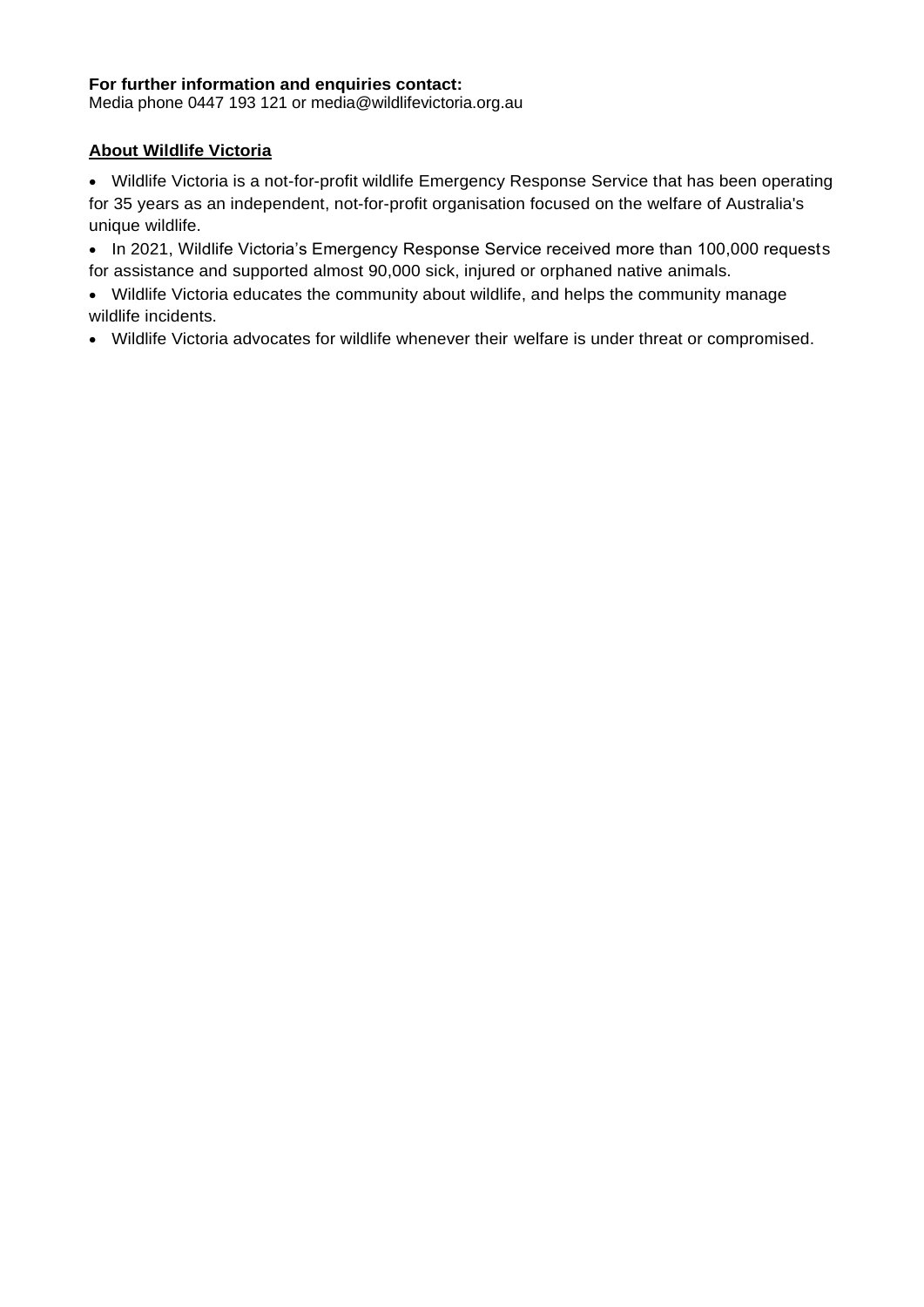**For further information and enquiries contact:**
Media phone 0447 193 121 or media@wildlifevictoria.org.au

**About Wildlife Victoria**

- Wildlife Victoria is a not-for-profit wildlife Emergency Response Service that has been operating for 35 years as an independent, not-for-profit organisation focused on the welfare of Australia's unique wildlife.
- In 2021, Wildlife Victoria's Emergency Response Service received more than 100,000 requests for assistance and supported almost 90,000 sick, injured or orphaned native animals.
- Wildlife Victoria educates the community about wildlife, and helps the community manage wildlife incidents.
- Wildlife Victoria advocates for wildlife whenever their welfare is under threat or compromised.